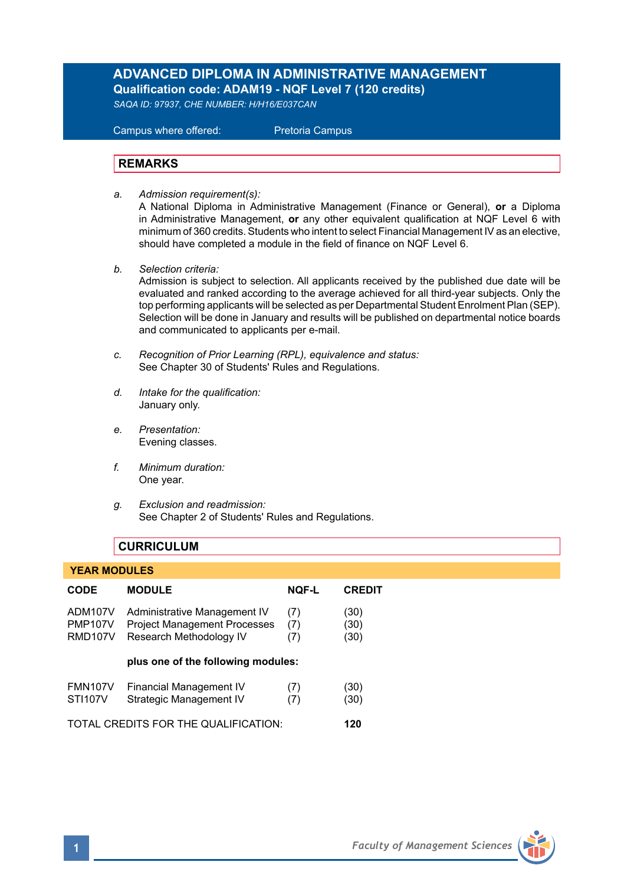# ADVANCED DIPLOMA IN ADMINISTRATIVE MANAGEMENT

**Qualification code: ADAM19 - NQF Level 7 (120 credits)**

*SAQA ID: 97937, CHE NUMBER: H/H16/E037CAN*

Campus where offered: Pretoria Campus

## REMARKS

a. *Admission requirement(s):*
A National Diploma in Administrative Management (Finance or General), **or** a Diploma in Administrative Management, **or** any other equivalent qualification at NQF Level 6 with minimum of 360 credits. Students who intent to select Financial Management IV as an elective, should have completed a module in the field of finance on NQF Level 6.

b. *Selection criteria:*
Admission is subject to selection. All applicants received by the published due date will be evaluated and ranked according to the average achieved for all third-year subjects. Only the top performing applicants will be selected as per Departmental Student Enrolment Plan (SEP). Selection will be done in January and results will be published on departmental notice boards and communicated to applicants per e-mail.

c. *Recognition of Prior Learning (RPL), equivalence and status:*
See Chapter 30 of Students' Rules and Regulations.

d. *Intake for the qualification:*
January only.

e. *Presentation:*
Evening classes.

f. *Minimum duration:*
One year.

g. *Exclusion and readmission:*
See Chapter 2 of Students' Rules and Regulations.

## CURRICULUM

### YEAR MODULES

| CODE | MODULE | NQF-L | CREDIT |
|---|---|---|---|
| ADM107V | Administrative Management IV | (7) | (30) |
| PMP107V | Project Management Processes | (7) | (30) |
| RMD107V | Research Methodology IV | (7) | (30) |
| | **plus one of the following modules:** | | |
| FMN107V | Financial Management IV | (7) | (30) |
| STI107V | Strategic Management IV | (7) | (30) |

TOTAL CREDITS FOR THE QUALIFICATION: **120**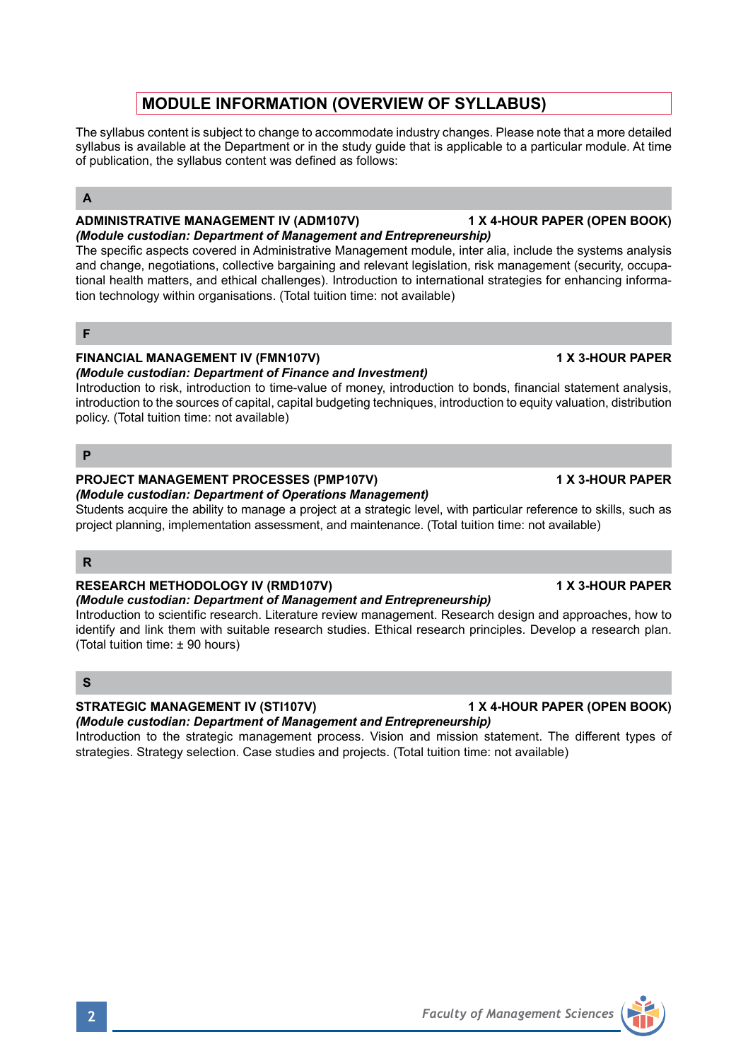# MODULE INFORMATION (OVERVIEW OF SYLLABUS)

The syllabus content is subject to change to accommodate industry changes. Please note that a more detailed syllabus is available at the Department or in the study guide that is applicable to a particular module. At time of publication, the syllabus content was defined as follows:

## A

**ADMINISTRATIVE MANAGEMENT IV (ADM107V) — 1 X 4-HOUR PAPER (OPEN BOOK)**

***(Module custodian: Department of Management and Entrepreneurship)***

The specific aspects covered in Administrative Management module, inter alia, include the systems analysis and change, negotiations, collective bargaining and relevant legislation, risk management (security, occupational health matters, and ethical challenges). Introduction to international strategies for enhancing information technology within organisations. (Total tuition time: not available)

## F

**FINANCIAL MANAGEMENT IV (FMN107V) — 1 X 3-HOUR PAPER**

***(Module custodian: Department of Finance and Investment)***

Introduction to risk, introduction to time-value of money, introduction to bonds, financial statement analysis, introduction to the sources of capital, capital budgeting techniques, introduction to equity valuation, distribution policy. (Total tuition time: not available)

## P

**PROJECT MANAGEMENT PROCESSES (PMP107V) — 1 X 3-HOUR PAPER**

***(Module custodian: Department of Operations Management)***

Students acquire the ability to manage a project at a strategic level, with particular reference to skills, such as project planning, implementation assessment, and maintenance. (Total tuition time: not available)

## R

**RESEARCH METHODOLOGY IV (RMD107V) — 1 X 3-HOUR PAPER**

***(Module custodian: Department of Management and Entrepreneurship)***

Introduction to scientific research. Literature review management. Research design and approaches, how to identify and link them with suitable research studies. Ethical research principles. Develop a research plan. (Total tuition time: ± 90 hours)

## S

**STRATEGIC MANAGEMENT IV (STI107V) — 1 X 4-HOUR PAPER (OPEN BOOK)**

***(Module custodian: Department of Management and Entrepreneurship)***

Introduction to the strategic management process. Vision and mission statement. The different types of strategies. Strategy selection. Case studies and projects. (Total tuition time: not available)